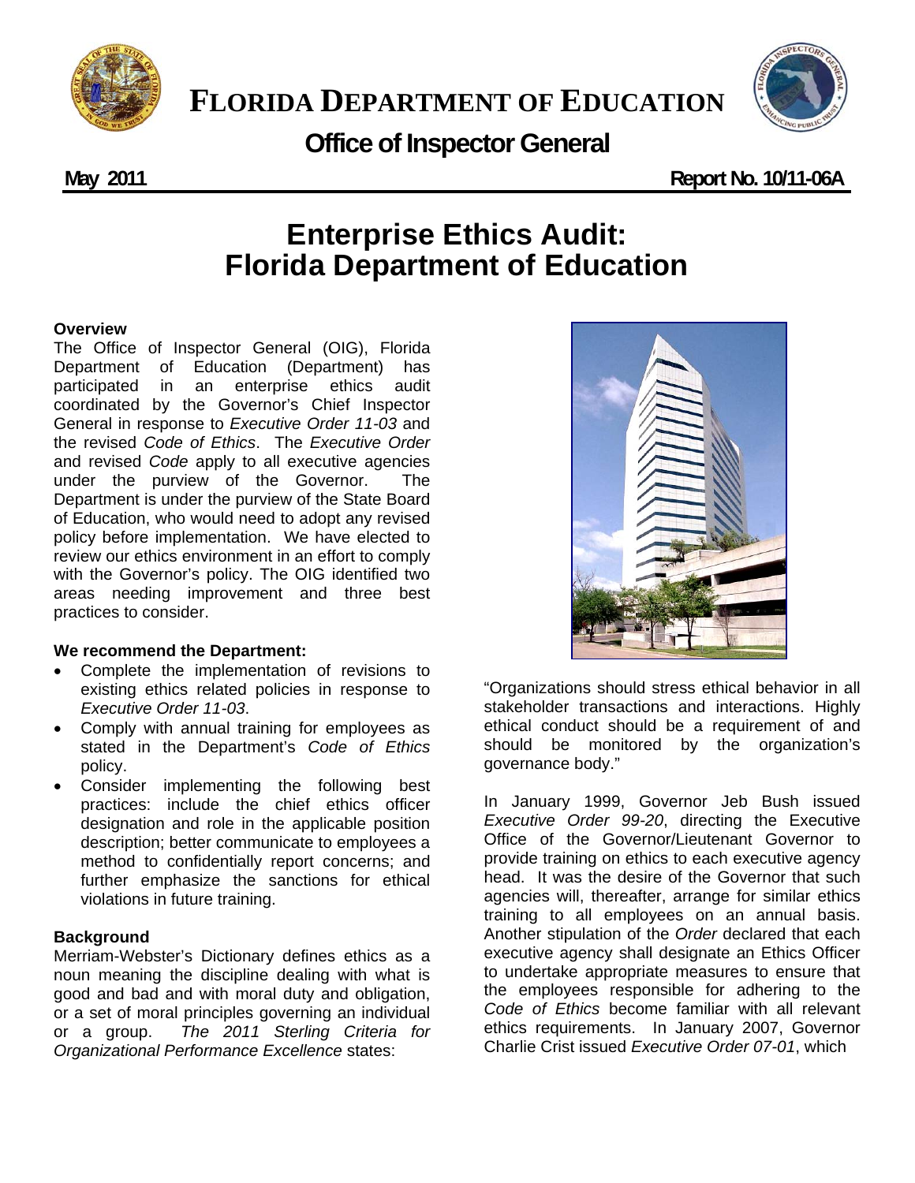# FLORIDA DEPARTMENT OF EDUCATION

## Office of Inspector General

**May 2011** **Report No. 10/11-06A**

# Enterprise Ethics Audit: Florida Department of Education

### Overview

The Office of Inspector General (OIG), Florida Department of Education (Department) has participated in an enterprise ethics audit coordinated by the Governor's Chief Inspector General in response to *Executive Order 11-03* and the revised *Code of Ethics*. The *Executive Order* and revised *Code* apply to all executive agencies under the purview of the Governor. The Department is under the purview of the State Board of Education, who would need to adopt any revised policy before implementation. We have elected to review our ethics environment in an effort to comply with the Governor's policy. The OIG identified two areas needing improvement and three best practices to consider.

### We recommend the Department:

- Complete the implementation of revisions to existing ethics related policies in response to *Executive Order 11-03*.
- Comply with annual training for employees as stated in the Department's *Code of Ethics* policy.
- Consider implementing the following best practices: include the chief ethics officer designation and role in the applicable position description; better communicate to employees a method to confidentially report concerns; and further emphasize the sanctions for ethical violations in future training.

### Background

Merriam-Webster's Dictionary defines ethics as a noun meaning the discipline dealing with what is good and bad and with moral duty and obligation, or a set of moral principles governing an individual or a group. *The 2011 Sterling Criteria for Organizational Performance Excellence* states:

"Organizations should stress ethical behavior in all stakeholder transactions and interactions. Highly ethical conduct should be a requirement of and should be monitored by the organization's governance body."

In January 1999, Governor Jeb Bush issued *Executive Order 99-20*, directing the Executive Office of the Governor/Lieutenant Governor to provide training on ethics to each executive agency head. It was the desire of the Governor that such agencies will, thereafter, arrange for similar ethics training to all employees on an annual basis. Another stipulation of the *Order* declared that each executive agency shall designate an Ethics Officer to undertake appropriate measures to ensure that the employees responsible for adhering to the *Code of Ethics* become familiar with all relevant ethics requirements. In January 2007, Governor Charlie Crist issued *Executive Order 07-01*, which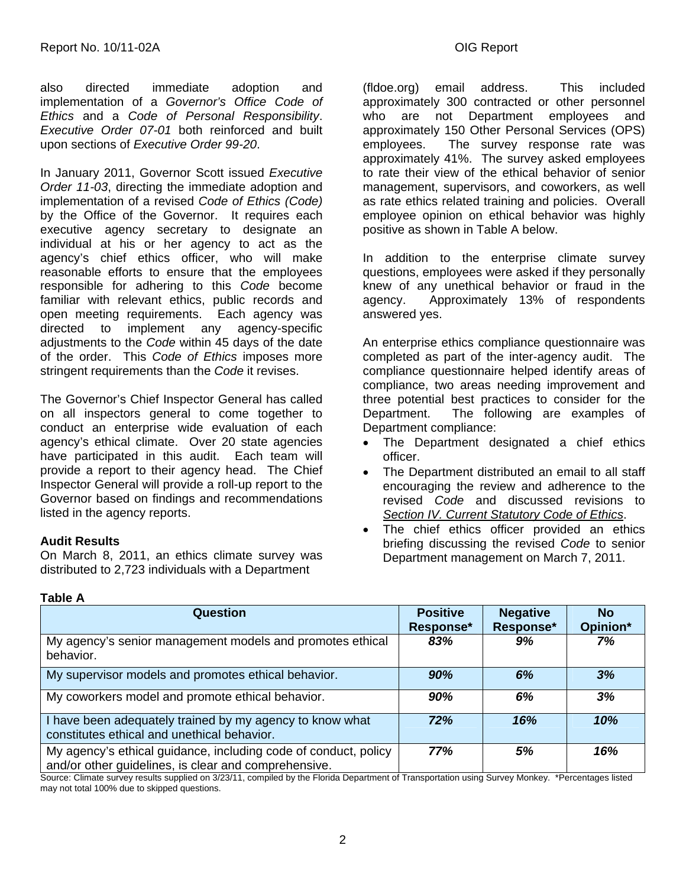also directed immediate adoption and implementation of a *Governor's Office Code of Ethics* and a *Code of Personal Responsibility*. *Executive Order 07-01* both reinforced and built upon sections of *Executive Order 99-20*.

In January 2011, Governor Scott issued *Executive Order 11-03*, directing the immediate adoption and implementation of a revised *Code of Ethics (Code)* by the Office of the Governor. It requires each executive agency secretary to designate an individual at his or her agency to act as the agency's chief ethics officer, who will make reasonable efforts to ensure that the employees responsible for adhering to this *Code* become familiar with relevant ethics, public records and open meeting requirements. Each agency was directed to implement any agency-specific adjustments to the *Code* within 45 days of the date of the order. This *Code of Ethics* imposes more stringent requirements than the *Code* it revises.

The Governor's Chief Inspector General has called on all inspectors general to come together to conduct an enterprise wide evaluation of each agency's ethical climate. Over 20 state agencies have participated in this audit. Each team will provide a report to their agency head. The Chief Inspector General will provide a roll-up report to the Governor based on findings and recommendations listed in the agency reports.

**Audit Results**

On March 8, 2011, an ethics climate survey was distributed to 2,723 individuals with a Department (fldoe.org) email address. This included approximately 300 contracted or other personnel who are not Department employees and approximately 150 Other Personal Services (OPS) employees. The survey response rate was approximately 41%. The survey asked employees to rate their view of the ethical behavior of senior management, supervisors, and coworkers, as well as rate ethics related training and policies. Overall employee opinion on ethical behavior was highly positive as shown in Table A below.

In addition to the enterprise climate survey questions, employees were asked if they personally knew of any unethical behavior or fraud in the agency. Approximately 13% of respondents answered yes.

An enterprise ethics compliance questionnaire was completed as part of the inter-agency audit. The compliance questionnaire helped identify areas of compliance, two areas needing improvement and three potential best practices to consider for the Department. The following are examples of Department compliance:

- The Department designated a chief ethics officer.
- The Department distributed an email to all staff encouraging the review and adherence to the revised *Code* and discussed revisions to <u>*Section IV. Current Statutory Code of Ethics*</u>.
- The chief ethics officer provided an ethics briefing discussing the revised *Code* to senior Department management on March 7, 2011.

**Table A**

| Question | Positive Response* | Negative Response* | No Opinion* |
|---|---|---|---|
| My agency's senior management models and promotes ethical behavior. | ***83%*** | ***9%*** | ***7%*** |
| My supervisor models and promotes ethical behavior. | ***90%*** | ***6%*** | ***3%*** |
| My coworkers model and promote ethical behavior. | ***90%*** | ***6%*** | ***3%*** |
| I have been adequately trained by my agency to know what constitutes ethical and unethical behavior. | ***72%*** | ***16%*** | ***10%*** |
| My agency's ethical guidance, including code of conduct, policy and/or other guidelines, is clear and comprehensive. | ***77%*** | ***5%*** | ***16%*** |

Source: Climate survey results supplied on 3/23/11, compiled by the Florida Department of Transportation using Survey Monkey. *Percentages listed may not total 100% due to skipped questions.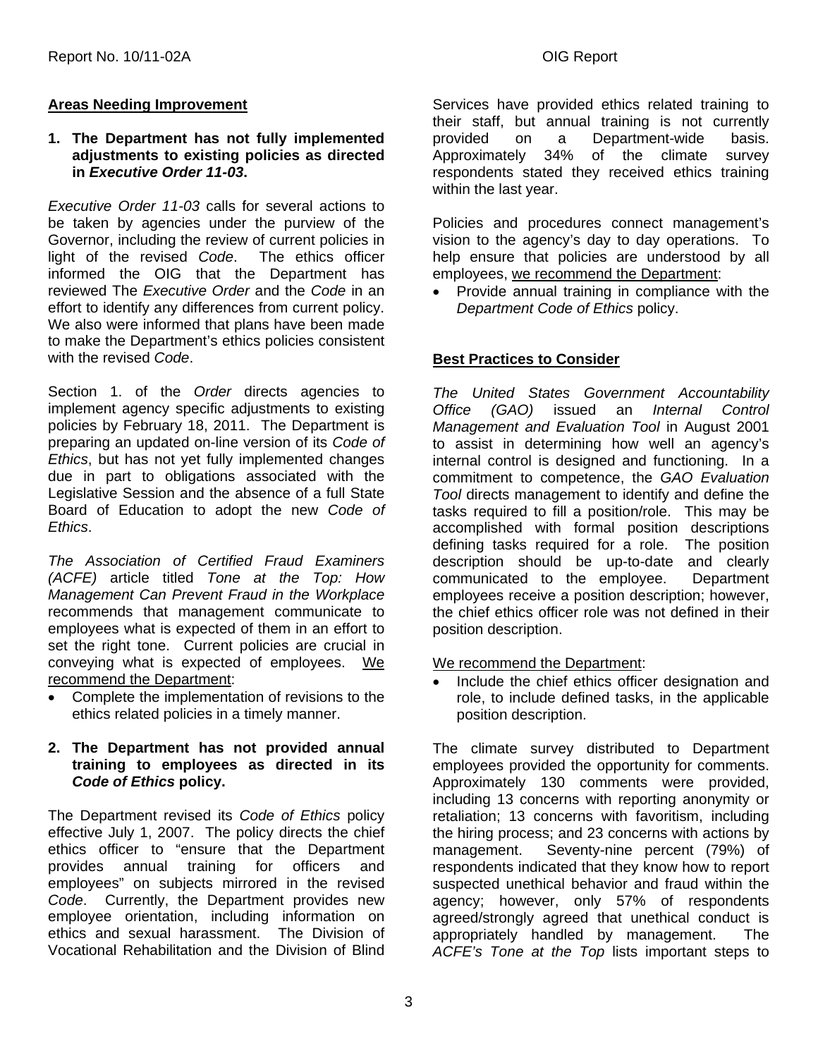## Areas Needing Improvement

**1. The Department has not fully implemented adjustments to existing policies as directed in *Executive Order 11-03*.**

*Executive Order 11-03* calls for several actions to be taken by agencies under the purview of the Governor, including the review of current policies in light of the revised *Code*. The ethics officer informed the OIG that the Department has reviewed The *Executive Order* and the *Code* in an effort to identify any differences from current policy. We also were informed that plans have been made to make the Department's ethics policies consistent with the revised *Code*.

Section 1. of the *Order* directs agencies to implement agency specific adjustments to existing policies by February 18, 2011. The Department is preparing an updated on-line version of its *Code of Ethics*, but has not yet fully implemented changes due in part to obligations associated with the Legislative Session and the absence of a full State Board of Education to adopt the new *Code of Ethics*.

*The Association of Certified Fraud Examiners (ACFE)* article titled *Tone at the Top: How Management Can Prevent Fraud in the Workplace* recommends that management communicate to employees what is expected of them in an effort to set the right tone. Current policies are crucial in conveying what is expected of employees. <u>We recommend the Department</u>:

- Complete the implementation of revisions to the ethics related policies in a timely manner.

**2. The Department has not provided annual training to employees as directed in its *Code of Ethics* policy.**

The Department revised its *Code of Ethics* policy effective July 1, 2007. The policy directs the chief ethics officer to "ensure that the Department provides annual training for officers and employees" on subjects mirrored in the revised *Code*. Currently, the Department provides new employee orientation, including information on ethics and sexual harassment. The Division of Vocational Rehabilitation and the Division of Blind Services have provided ethics related training to their staff, but annual training is not currently provided on a Department-wide basis. Approximately 34% of the climate survey respondents stated they received ethics training within the last year.

Policies and procedures connect management's vision to the agency's day to day operations. To help ensure that policies are understood by all employees, <u>we recommend the Department</u>:

- Provide annual training in compliance with the *Department Code of Ethics* policy.

## Best Practices to Consider

*The United States Government Accountability Office (GAO)* issued an *Internal Control Management and Evaluation Tool* in August 2001 to assist in determining how well an agency's internal control is designed and functioning. In a commitment to competence, the *GAO Evaluation Tool* directs management to identify and define the tasks required to fill a position/role. This may be accomplished with formal position descriptions defining tasks required for a role. The position description should be up-to-date and clearly communicated to the employee. Department employees receive a position description; however, the chief ethics officer role was not defined in their position description.

<u>We recommend the Department</u>:

- Include the chief ethics officer designation and role, to include defined tasks, in the applicable position description.

The climate survey distributed to Department employees provided the opportunity for comments. Approximately 130 comments were provided, including 13 concerns with reporting anonymity or retaliation; 13 concerns with favoritism, including the hiring process; and 23 concerns with actions by management. Seventy-nine percent (79%) of respondents indicated that they know how to report suspected unethical behavior and fraud within the agency; however, only 57% of respondents agreed/strongly agreed that unethical conduct is appropriately handled by management. The *ACFE's Tone at the Top* lists important steps to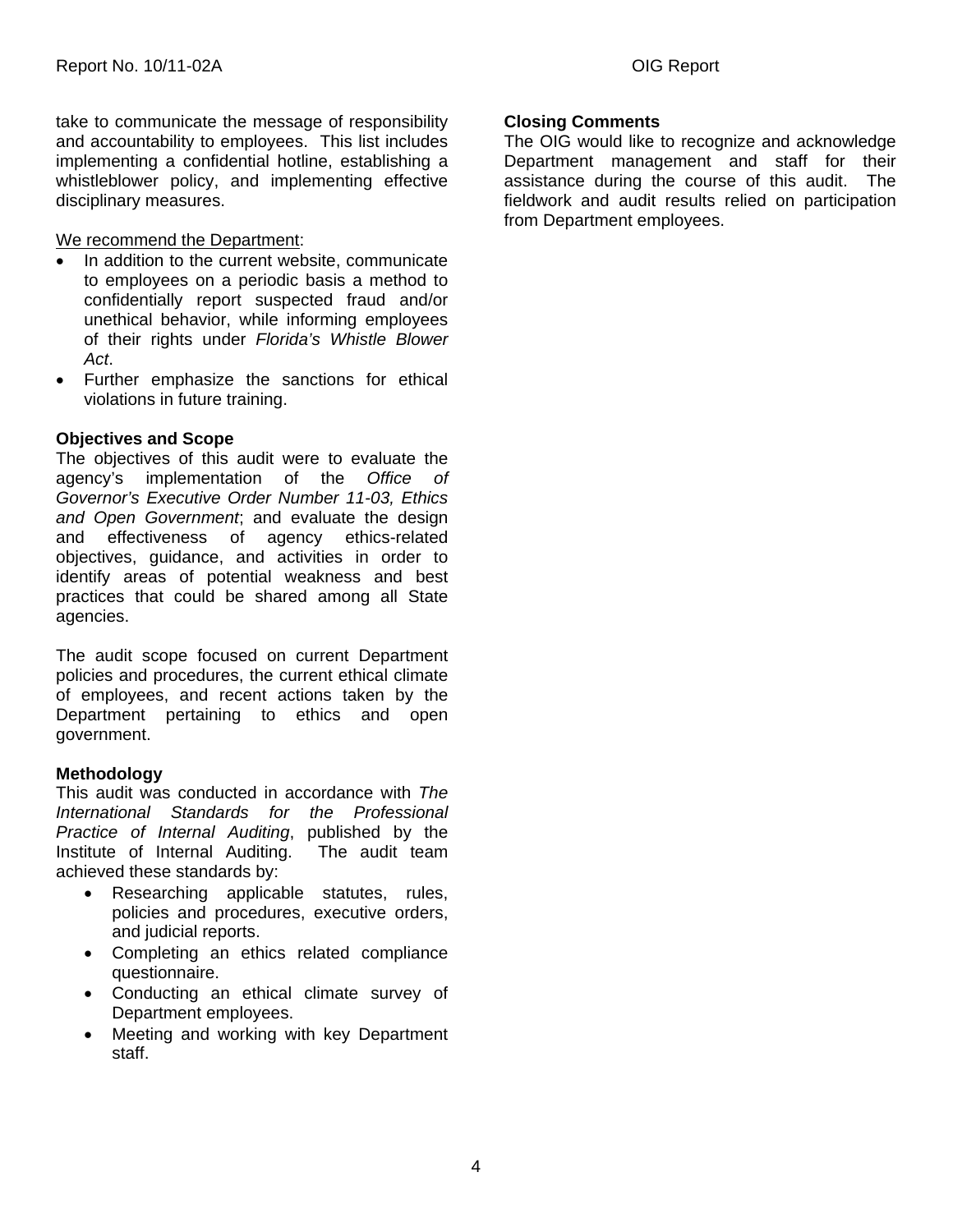take to communicate the message of responsibility and accountability to employees. This list includes implementing a confidential hotline, establishing a whistleblower policy, and implementing effective disciplinary measures.

<u>We recommend the Department</u>:

- In addition to the current website, communicate to employees on a periodic basis a method to confidentially report suspected fraud and/or unethical behavior, while informing employees of their rights under *Florida's Whistle Blower Act*.
- Further emphasize the sanctions for ethical violations in future training.

**Objectives and Scope**

The objectives of this audit were to evaluate the agency's implementation of the *Office of Governor's Executive Order Number 11-03, Ethics and Open Government*; and evaluate the design and effectiveness of agency ethics-related objectives, guidance, and activities in order to identify areas of potential weakness and best practices that could be shared among all State agencies.

The audit scope focused on current Department policies and procedures, the current ethical climate of employees, and recent actions taken by the Department pertaining to ethics and open government.

**Methodology**

This audit was conducted in accordance with *The International Standards for the Professional Practice of Internal Auditing*, published by the Institute of Internal Auditing. The audit team achieved these standards by:

- Researching applicable statutes, rules, policies and procedures, executive orders, and judicial reports.
- Completing an ethics related compliance questionnaire.
- Conducting an ethical climate survey of Department employees.
- Meeting and working with key Department staff.

**Closing Comments**

The OIG would like to recognize and acknowledge Department management and staff for their assistance during the course of this audit. The fieldwork and audit results relied on participation from Department employees.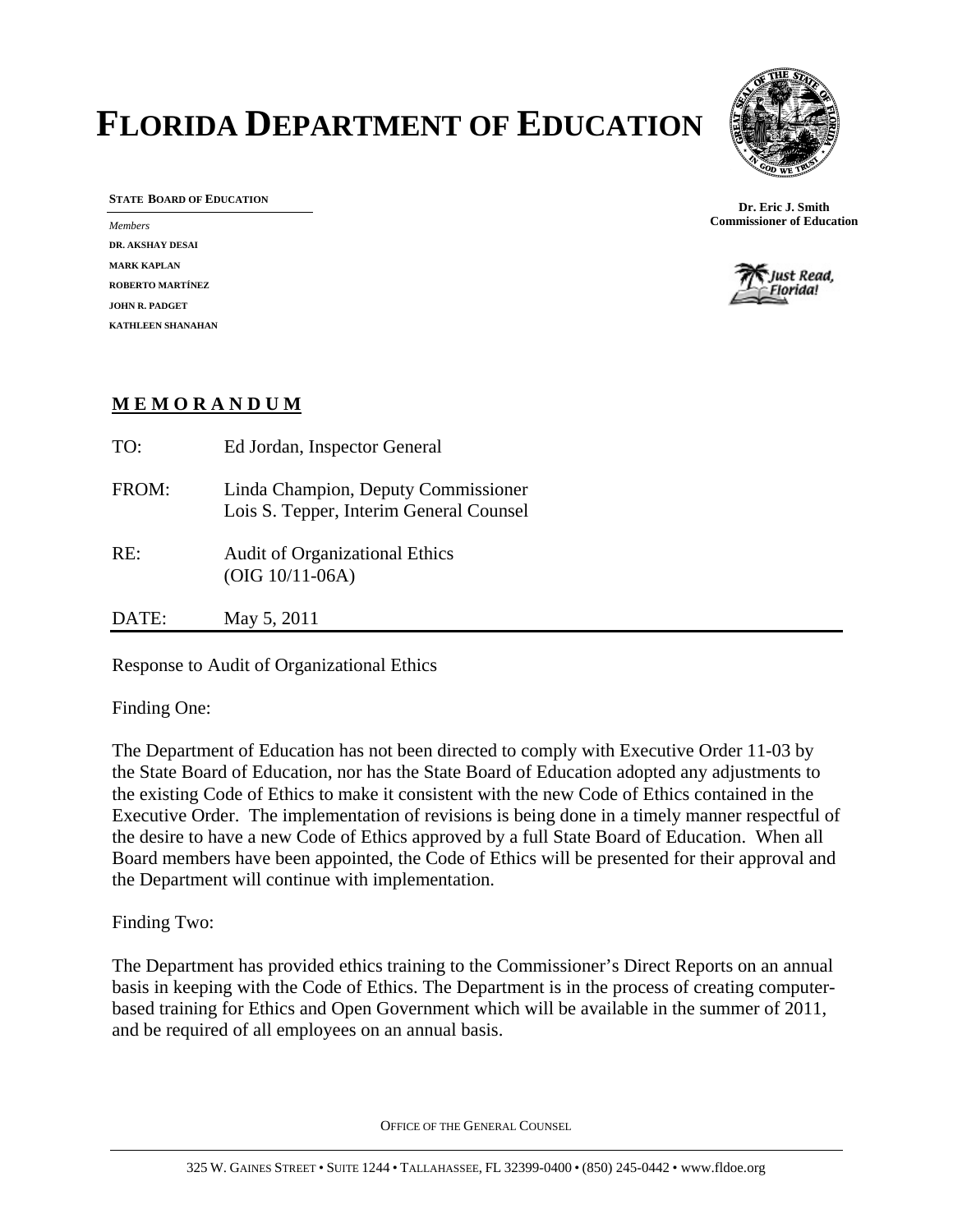# FLORIDA DEPARTMENT OF EDUCATION

**STATE BOARD OF EDUCATION**

*Members*

**DR. AKSHAY DESAI**

**MARK KAPLAN**

**ROBERTO MARTÍNEZ**

**JOHN R. PADGET**

**KATHLEEN SHANAHAN**

**Dr. Eric J. Smith**
**Commissioner of Education**

Just Read, Florida!

**M E M O R A N D U M**

TO: Ed Jordan, Inspector General

FROM: Linda Champion, Deputy Commissioner
Lois S. Tepper, Interim General Counsel

RE: Audit of Organizational Ethics
(OIG 10/11-06A)

DATE: May 5, 2011

Response to Audit of Organizational Ethics

Finding One:

The Department of Education has not been directed to comply with Executive Order 11-03 by the State Board of Education, nor has the State Board of Education adopted any adjustments to the existing Code of Ethics to make it consistent with the new Code of Ethics contained in the Executive Order. The implementation of revisions is being done in a timely manner respectful of the desire to have a new Code of Ethics approved by a full State Board of Education. When all Board members have been appointed, the Code of Ethics will be presented for their approval and the Department will continue with implementation.

Finding Two:

The Department has provided ethics training to the Commissioner's Direct Reports on an annual basis in keeping with the Code of Ethics. The Department is in the process of creating computer-based training for Ethics and Open Government which will be available in the summer of 2011, and be required of all employees on an annual basis.

OFFICE OF THE GENERAL COUNSEL

325 W. GAINES STREET • SUITE 1244 • TALLAHASSEE, FL 32399-0400 • (850) 245-0442 • www.fldoe.org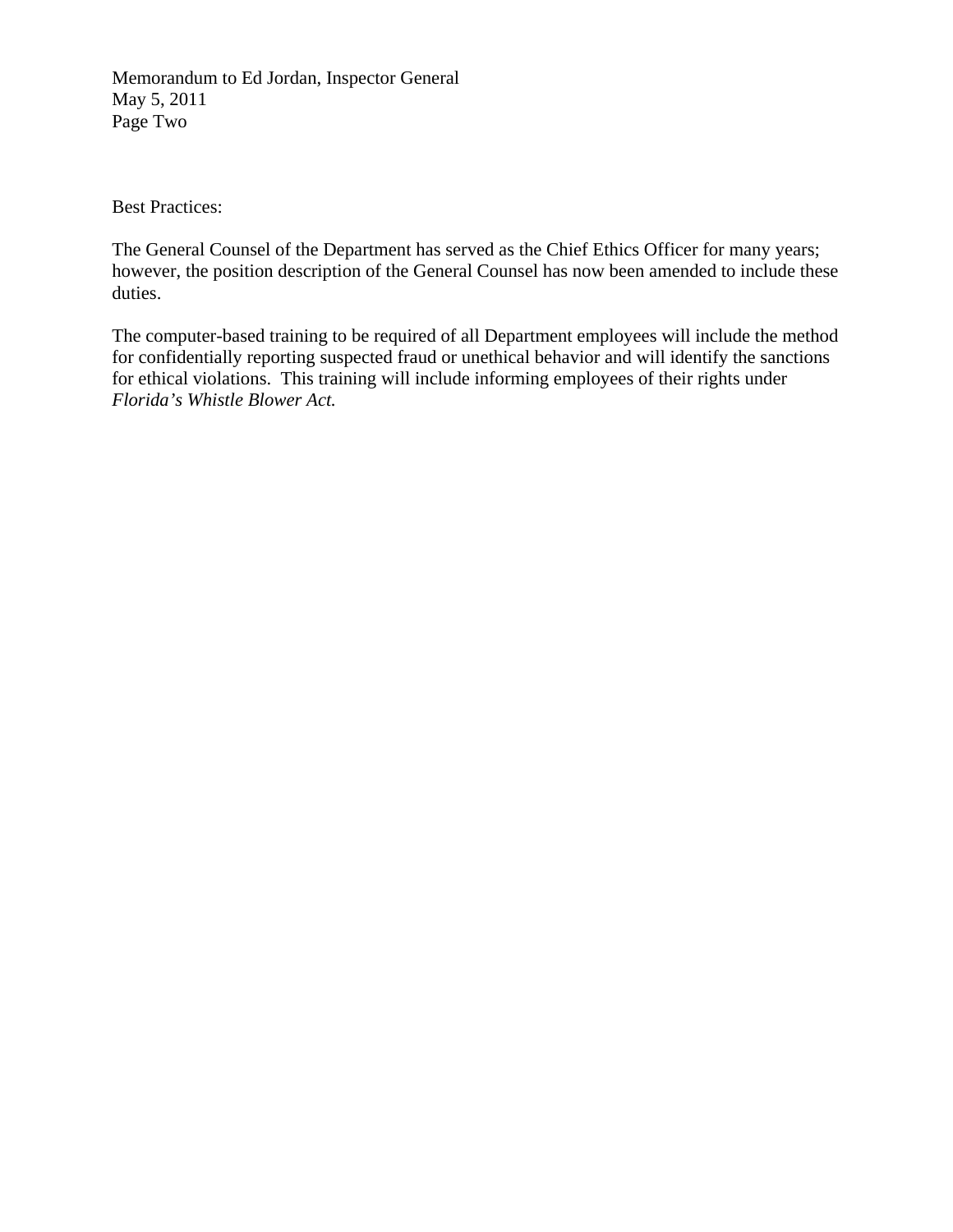Best Practices:

The General Counsel of the Department has served as the Chief Ethics Officer for many years; however, the position description of the General Counsel has now been amended to include these duties.

The computer-based training to be required of all Department employees will include the method for confidentially reporting suspected fraud or unethical behavior and will identify the sanctions for ethical violations. This training will include informing employees of their rights under *Florida's Whistle Blower Act.*